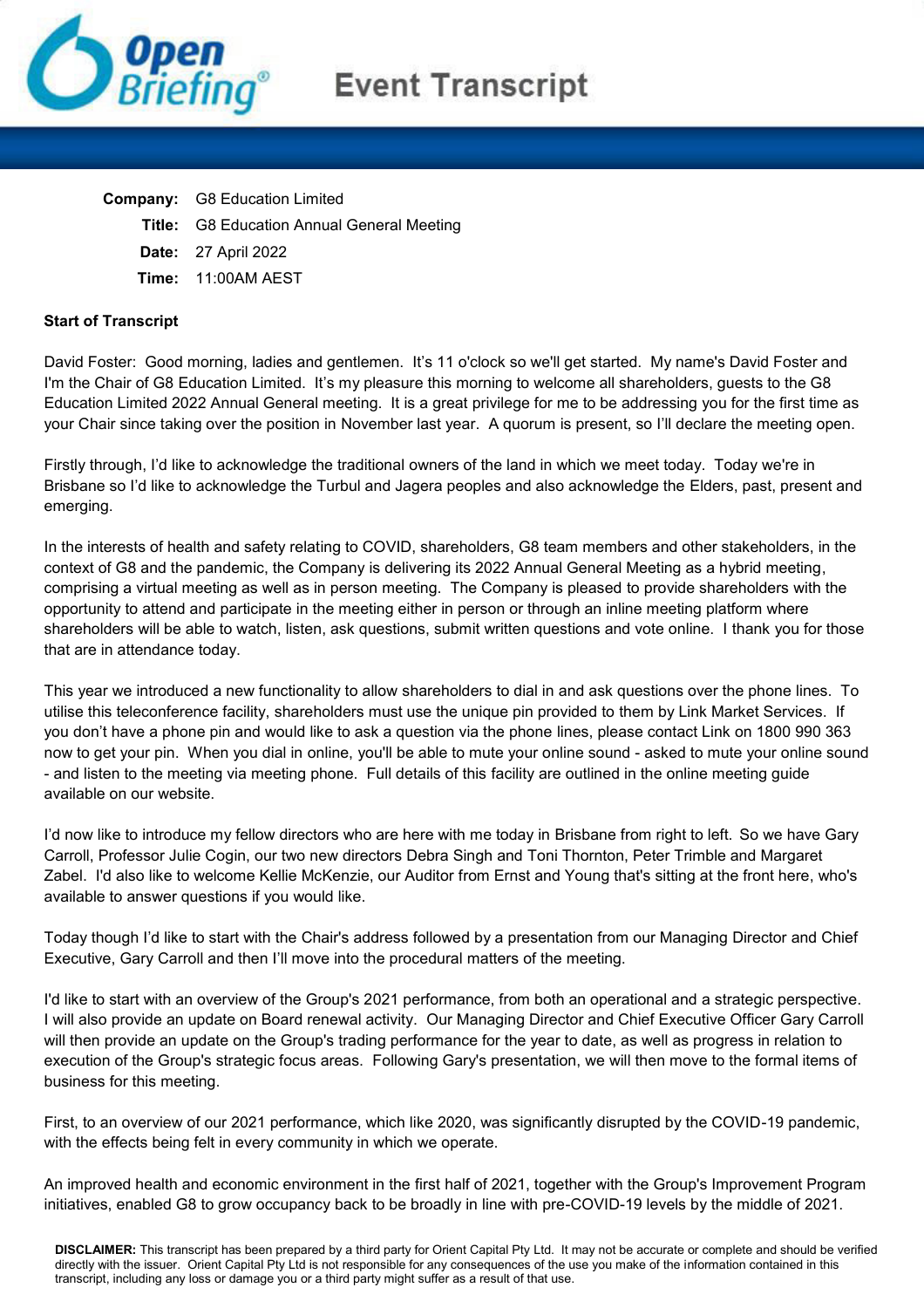# Event Transcript

**Company:** G8 Education Limited
**Title:** G8 Education Annual General Meeting
**Date:** 27 April 2022
**Time:** 11:00AM AEST

**Start of Transcript**

David Foster: Good morning, ladies and gentlemen. It's 11 o'clock so we'll get started. My name's David Foster and I'm the Chair of G8 Education Limited. It's my pleasure this morning to welcome all shareholders, guests to the G8 Education Limited 2022 Annual General meeting. It is a great privilege for me to be addressing you for the first time as your Chair since taking over the position in November last year. A quorum is present, so I'll declare the meeting open.

Firstly through, I'd like to acknowledge the traditional owners of the land in which we meet today. Today we're in Brisbane so I'd like to acknowledge the Turbul and Jagera peoples and also acknowledge the Elders, past, present and emerging.

In the interests of health and safety relating to COVID, shareholders, G8 team members and other stakeholders, in the context of G8 and the pandemic, the Company is delivering its 2022 Annual General Meeting as a hybrid meeting, comprising a virtual meeting as well as in person meeting. The Company is pleased to provide shareholders with the opportunity to attend and participate in the meeting either in person or through an inline meeting platform where shareholders will be able to watch, listen, ask questions, submit written questions and vote online. I thank you for those that are in attendance today.

This year we introduced a new functionality to allow shareholders to dial in and ask questions over the phone lines. To utilise this teleconference facility, shareholders must use the unique pin provided to them by Link Market Services. If you don't have a phone pin and would like to ask a question via the phone lines, please contact Link on 1800 990 363 now to get your pin. When you dial in online, you'll be able to mute your online sound - asked to mute your online sound - and listen to the meeting via meeting phone. Full details of this facility are outlined in the online meeting guide available on our website.

I'd now like to introduce my fellow directors who are here with me today in Brisbane from right to left. So we have Gary Carroll, Professor Julie Cogin, our two new directors Debra Singh and Toni Thornton, Peter Trimble and Margaret Zabel. I'd also like to welcome Kellie McKenzie, our Auditor from Ernst and Young that's sitting at the front here, who's available to answer questions if you would like.

Today though I'd like to start with the Chair's address followed by a presentation from our Managing Director and Chief Executive, Gary Carroll and then I'll move into the procedural matters of the meeting.

I'd like to start with an overview of the Group's 2021 performance, from both an operational and a strategic perspective. I will also provide an update on Board renewal activity. Our Managing Director and Chief Executive Officer Gary Carroll will then provide an update on the Group's trading performance for the year to date, as well as progress in relation to execution of the Group's strategic focus areas. Following Gary's presentation, we will then move to the formal items of business for this meeting.

First, to an overview of our 2021 performance, which like 2020, was significantly disrupted by the COVID-19 pandemic, with the effects being felt in every community in which we operate.

An improved health and economic environment in the first half of 2021, together with the Group's Improvement Program initiatives, enabled G8 to grow occupancy back to be broadly in line with pre-COVID-19 levels by the middle of 2021.

**DISCLAIMER:** This transcript has been prepared by a third party for Orient Capital Pty Ltd. It may not be accurate or complete and should be verified directly with the issuer. Orient Capital Pty Ltd is not responsible for any consequences of the use you make of the information contained in this transcript, including any loss or damage you or a third party might suffer as a result of that use.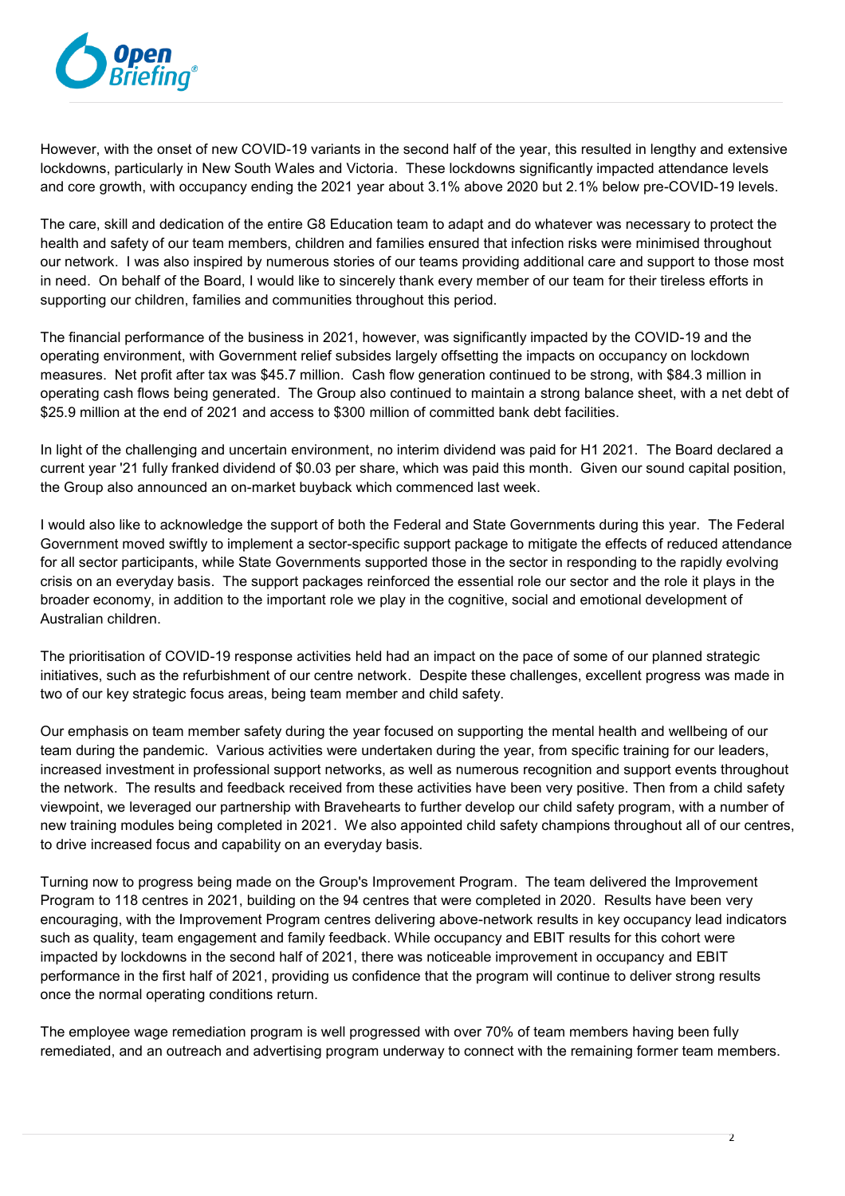However, with the onset of new COVID-19 variants in the second half of the year, this resulted in lengthy and extensive lockdowns, particularly in New South Wales and Victoria. These lockdowns significantly impacted attendance levels and core growth, with occupancy ending the 2021 year about 3.1% above 2020 but 2.1% below pre-COVID-19 levels.

The care, skill and dedication of the entire G8 Education team to adapt and do whatever was necessary to protect the health and safety of our team members, children and families ensured that infection risks were minimised throughout our network. I was also inspired by numerous stories of our teams providing additional care and support to those most in need. On behalf of the Board, I would like to sincerely thank every member of our team for their tireless efforts in supporting our children, families and communities throughout this period.

The financial performance of the business in 2021, however, was significantly impacted by the COVID-19 and the operating environment, with Government relief subsides largely offsetting the impacts on occupancy on lockdown measures. Net profit after tax was $45.7 million. Cash flow generation continued to be strong, with $84.3 million in operating cash flows being generated. The Group also continued to maintain a strong balance sheet, with a net debt of $25.9 million at the end of 2021 and access to $300 million of committed bank debt facilities.

In light of the challenging and uncertain environment, no interim dividend was paid for H1 2021. The Board declared a current year '21 fully franked dividend of $0.03 per share, which was paid this month. Given our sound capital position, the Group also announced an on-market buyback which commenced last week.

I would also like to acknowledge the support of both the Federal and State Governments during this year. The Federal Government moved swiftly to implement a sector-specific support package to mitigate the effects of reduced attendance for all sector participants, while State Governments supported those in the sector in responding to the rapidly evolving crisis on an everyday basis. The support packages reinforced the essential role our sector and the role it plays in the broader economy, in addition to the important role we play in the cognitive, social and emotional development of Australian children.

The prioritisation of COVID-19 response activities held had an impact on the pace of some of our planned strategic initiatives, such as the refurbishment of our centre network. Despite these challenges, excellent progress was made in two of our key strategic focus areas, being team member and child safety.

Our emphasis on team member safety during the year focused on supporting the mental health and wellbeing of our team during the pandemic. Various activities were undertaken during the year, from specific training for our leaders, increased investment in professional support networks, as well as numerous recognition and support events throughout the network. The results and feedback received from these activities have been very positive. Then from a child safety viewpoint, we leveraged our partnership with Bravehearts to further develop our child safety program, with a number of new training modules being completed in 2021. We also appointed child safety champions throughout all of our centres, to drive increased focus and capability on an everyday basis.

Turning now to progress being made on the Group's Improvement Program. The team delivered the Improvement Program to 118 centres in 2021, building on the 94 centres that were completed in 2020. Results have been very encouraging, with the Improvement Program centres delivering above-network results in key occupancy lead indicators such as quality, team engagement and family feedback. While occupancy and EBIT results for this cohort were impacted by lockdowns in the second half of 2021, there was noticeable improvement in occupancy and EBIT performance in the first half of 2021, providing us confidence that the program will continue to deliver strong results once the normal operating conditions return.

The employee wage remediation program is well progressed with over 70% of team members having been fully remediated, and an outreach and advertising program underway to connect with the remaining former team members.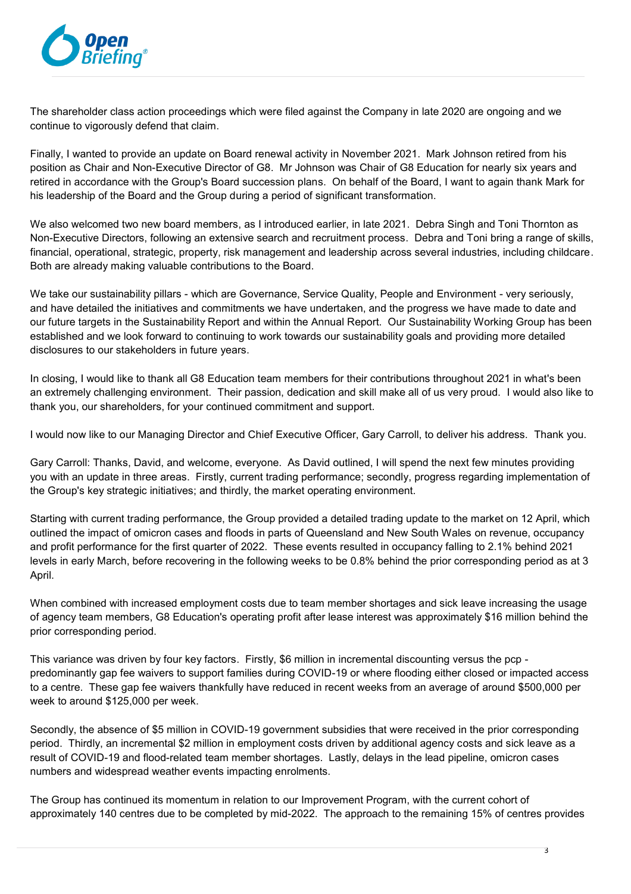The shareholder class action proceedings which were filed against the Company in late 2020 are ongoing and we continue to vigorously defend that claim.

Finally, I wanted to provide an update on Board renewal activity in November 2021. Mark Johnson retired from his position as Chair and Non-Executive Director of G8. Mr Johnson was Chair of G8 Education for nearly six years and retired in accordance with the Group's Board succession plans. On behalf of the Board, I want to again thank Mark for his leadership of the Board and the Group during a period of significant transformation.

We also welcomed two new board members, as I introduced earlier, in late 2021. Debra Singh and Toni Thornton as Non-Executive Directors, following an extensive search and recruitment process. Debra and Toni bring a range of skills, financial, operational, strategic, property, risk management and leadership across several industries, including childcare. Both are already making valuable contributions to the Board.

We take our sustainability pillars - which are Governance, Service Quality, People and Environment - very seriously, and have detailed the initiatives and commitments we have undertaken, and the progress we have made to date and our future targets in the Sustainability Report and within the Annual Report. Our Sustainability Working Group has been established and we look forward to continuing to work towards our sustainability goals and providing more detailed disclosures to our stakeholders in future years.

In closing, I would like to thank all G8 Education team members for their contributions throughout 2021 in what's been an extremely challenging environment. Their passion, dedication and skill make all of us very proud. I would also like to thank you, our shareholders, for your continued commitment and support.

I would now like to our Managing Director and Chief Executive Officer, Gary Carroll, to deliver his address. Thank you.

Gary Carroll: Thanks, David, and welcome, everyone. As David outlined, I will spend the next few minutes providing you with an update in three areas. Firstly, current trading performance; secondly, progress regarding implementation of the Group's key strategic initiatives; and thirdly, the market operating environment.

Starting with current trading performance, the Group provided a detailed trading update to the market on 12 April, which outlined the impact of omicron cases and floods in parts of Queensland and New South Wales on revenue, occupancy and profit performance for the first quarter of 2022. These events resulted in occupancy falling to 2.1% behind 2021 levels in early March, before recovering in the following weeks to be 0.8% behind the prior corresponding period as at 3 April.

When combined with increased employment costs due to team member shortages and sick leave increasing the usage of agency team members, G8 Education's operating profit after lease interest was approximately $16 million behind the prior corresponding period.

This variance was driven by four key factors. Firstly, $6 million in incremental discounting versus the pcp - predominantly gap fee waivers to support families during COVID-19 or where flooding either closed or impacted access to a centre. These gap fee waivers thankfully have reduced in recent weeks from an average of around $500,000 per week to around $125,000 per week.

Secondly, the absence of $5 million in COVID-19 government subsidies that were received in the prior corresponding period. Thirdly, an incremental $2 million in employment costs driven by additional agency costs and sick leave as a result of COVID-19 and flood-related team member shortages. Lastly, delays in the lead pipeline, omicron cases numbers and widespread weather events impacting enrolments.

The Group has continued its momentum in relation to our Improvement Program, with the current cohort of approximately 140 centres due to be completed by mid-2022. The approach to the remaining 15% of centres provides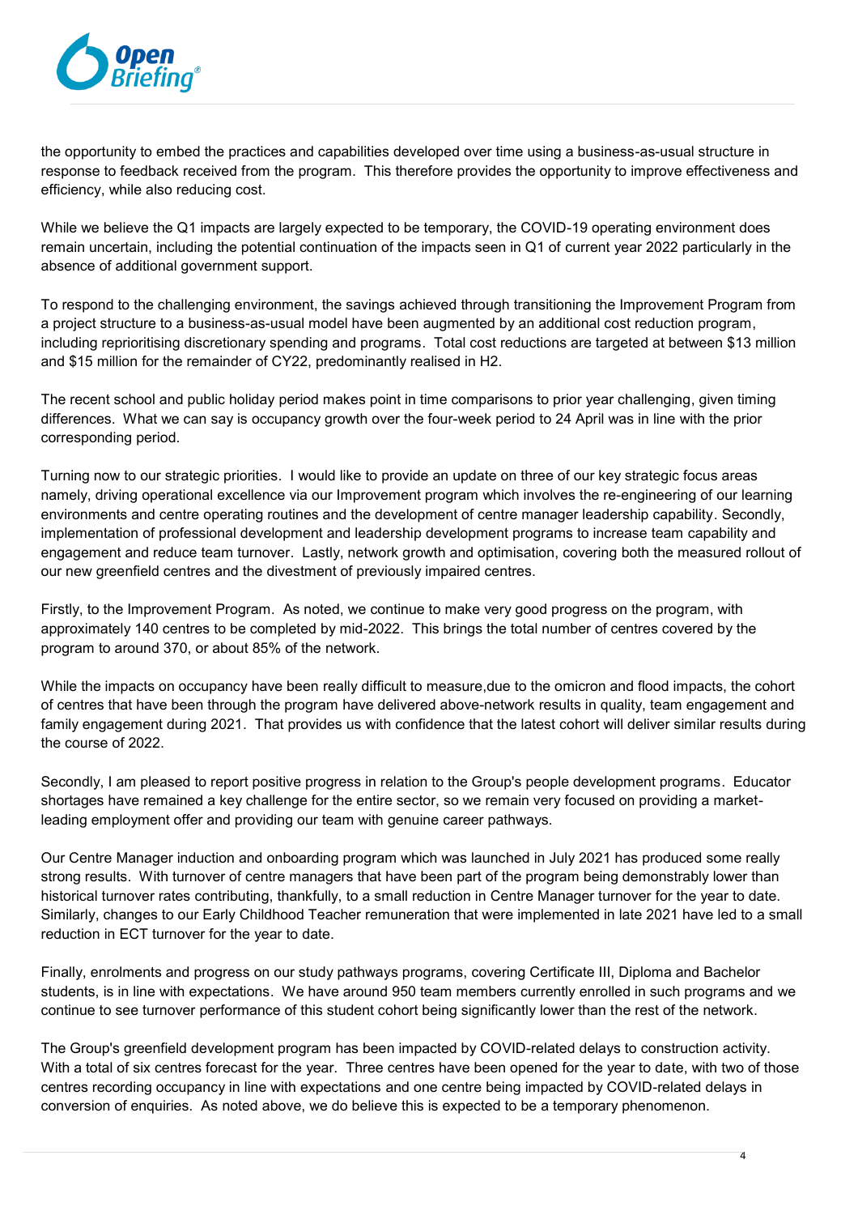the opportunity to embed the practices and capabilities developed over time using a business-as-usual structure in response to feedback received from the program. This therefore provides the opportunity to improve effectiveness and efficiency, while also reducing cost.

While we believe the Q1 impacts are largely expected to be temporary, the COVID-19 operating environment does remain uncertain, including the potential continuation of the impacts seen in Q1 of current year 2022 particularly in the absence of additional government support.

To respond to the challenging environment, the savings achieved through transitioning the Improvement Program from a project structure to a business-as-usual model have been augmented by an additional cost reduction program, including reprioritising discretionary spending and programs. Total cost reductions are targeted at between $13 million and $15 million for the remainder of CY22, predominantly realised in H2.

The recent school and public holiday period makes point in time comparisons to prior year challenging, given timing differences. What we can say is occupancy growth over the four-week period to 24 April was in line with the prior corresponding period.

Turning now to our strategic priorities. I would like to provide an update on three of our key strategic focus areas namely, driving operational excellence via our Improvement program which involves the re-engineering of our learning environments and centre operating routines and the development of centre manager leadership capability. Secondly, implementation of professional development and leadership development programs to increase team capability and engagement and reduce team turnover. Lastly, network growth and optimisation, covering both the measured rollout of our new greenfield centres and the divestment of previously impaired centres.

Firstly, to the Improvement Program. As noted, we continue to make very good progress on the program, with approximately 140 centres to be completed by mid-2022. This brings the total number of centres covered by the program to around 370, or about 85% of the network.

While the impacts on occupancy have been really difficult to measure,due to the omicron and flood impacts, the cohort of centres that have been through the program have delivered above-network results in quality, team engagement and family engagement during 2021. That provides us with confidence that the latest cohort will deliver similar results during the course of 2022.

Secondly, I am pleased to report positive progress in relation to the Group's people development programs. Educator shortages have remained a key challenge for the entire sector, so we remain very focused on providing a market-leading employment offer and providing our team with genuine career pathways.

Our Centre Manager induction and onboarding program which was launched in July 2021 has produced some really strong results. With turnover of centre managers that have been part of the program being demonstrably lower than historical turnover rates contributing, thankfully, to a small reduction in Centre Manager turnover for the year to date. Similarly, changes to our Early Childhood Teacher remuneration that were implemented in late 2021 have led to a small reduction in ECT turnover for the year to date.

Finally, enrolments and progress on our study pathways programs, covering Certificate III, Diploma and Bachelor students, is in line with expectations. We have around 950 team members currently enrolled in such programs and we continue to see turnover performance of this student cohort being significantly lower than the rest of the network.

The Group's greenfield development program has been impacted by COVID-related delays to construction activity. With a total of six centres forecast for the year. Three centres have been opened for the year to date, with two of those centres recording occupancy in line with expectations and one centre being impacted by COVID-related delays in conversion of enquiries. As noted above, we do believe this is expected to be a temporary phenomenon.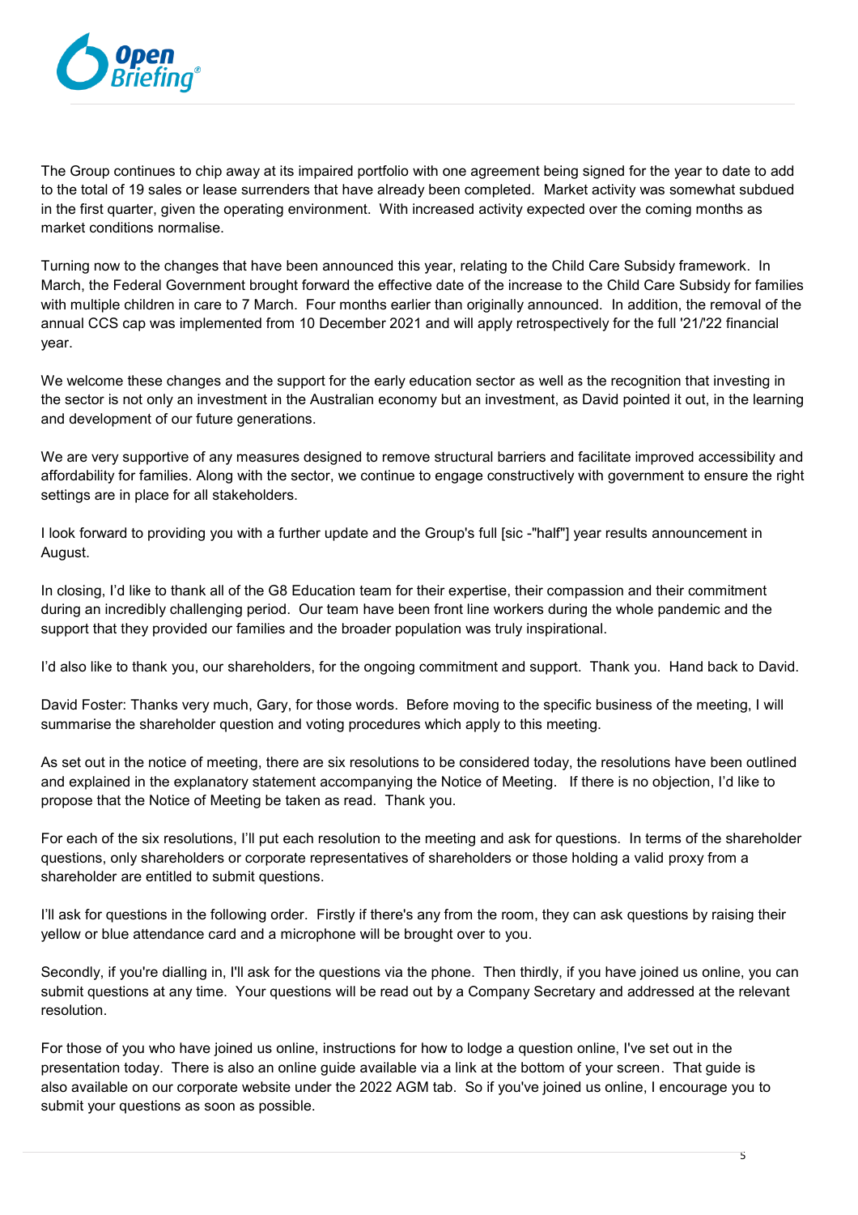The Group continues to chip away at its impaired portfolio with one agreement being signed for the year to date to add to the total of 19 sales or lease surrenders that have already been completed. Market activity was somewhat subdued in the first quarter, given the operating environment. With increased activity expected over the coming months as market conditions normalise.

Turning now to the changes that have been announced this year, relating to the Child Care Subsidy framework. In March, the Federal Government brought forward the effective date of the increase to the Child Care Subsidy for families with multiple children in care to 7 March. Four months earlier than originally announced. In addition, the removal of the annual CCS cap was implemented from 10 December 2021 and will apply retrospectively for the full '21/'22 financial year.

We welcome these changes and the support for the early education sector as well as the recognition that investing in the sector is not only an investment in the Australian economy but an investment, as David pointed it out, in the learning and development of our future generations.

We are very supportive of any measures designed to remove structural barriers and facilitate improved accessibility and affordability for families. Along with the sector, we continue to engage constructively with government to ensure the right settings are in place for all stakeholders.

I look forward to providing you with a further update and the Group's full [sic -"half"] year results announcement in August.

In closing, I'd like to thank all of the G8 Education team for their expertise, their compassion and their commitment during an incredibly challenging period. Our team have been front line workers during the whole pandemic and the support that they provided our families and the broader population was truly inspirational.

I'd also like to thank you, our shareholders, for the ongoing commitment and support. Thank you. Hand back to David.

David Foster: Thanks very much, Gary, for those words. Before moving to the specific business of the meeting, I will summarise the shareholder question and voting procedures which apply to this meeting.

As set out in the notice of meeting, there are six resolutions to be considered today, the resolutions have been outlined and explained in the explanatory statement accompanying the Notice of Meeting. If there is no objection, I'd like to propose that the Notice of Meeting be taken as read. Thank you.

For each of the six resolutions, I'll put each resolution to the meeting and ask for questions. In terms of the shareholder questions, only shareholders or corporate representatives of shareholders or those holding a valid proxy from a shareholder are entitled to submit questions.

I'll ask for questions in the following order. Firstly if there's any from the room, they can ask questions by raising their yellow or blue attendance card and a microphone will be brought over to you.

Secondly, if you're dialling in, I'll ask for the questions via the phone. Then thirdly, if you have joined us online, you can submit questions at any time. Your questions will be read out by a Company Secretary and addressed at the relevant resolution.

For those of you who have joined us online, instructions for how to lodge a question online, I've set out in the presentation today. There is also an online guide available via a link at the bottom of your screen. That guide is also available on our corporate website under the 2022 AGM tab. So if you've joined us online, I encourage you to submit your questions as soon as possible.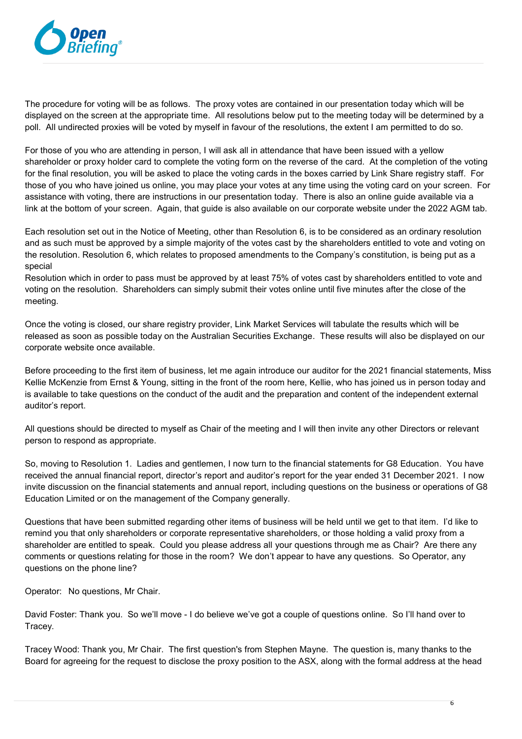The procedure for voting will be as follows. The proxy votes are contained in our presentation today which will be displayed on the screen at the appropriate time. All resolutions below put to the meeting today will be determined by a poll. All undirected proxies will be voted by myself in favour of the resolutions, the extent I am permitted to do so.

For those of you who are attending in person, I will ask all in attendance that have been issued with a yellow shareholder or proxy holder card to complete the voting form on the reverse of the card. At the completion of the voting for the final resolution, you will be asked to place the voting cards in the boxes carried by Link Share registry staff. For those of you who have joined us online, you may place your votes at any time using the voting card on your screen. For assistance with voting, there are instructions in our presentation today. There is also an online guide available via a link at the bottom of your screen. Again, that guide is also available on our corporate website under the 2022 AGM tab.

Each resolution set out in the Notice of Meeting, other than Resolution 6, is to be considered as an ordinary resolution and as such must be approved by a simple majority of the votes cast by the shareholders entitled to vote and voting on the resolution. Resolution 6, which relates to proposed amendments to the Company's constitution, is being put as a special
Resolution which in order to pass must be approved by at least 75% of votes cast by shareholders entitled to vote and voting on the resolution. Shareholders can simply submit their votes online until five minutes after the close of the meeting.

Once the voting is closed, our share registry provider, Link Market Services will tabulate the results which will be released as soon as possible today on the Australian Securities Exchange. These results will also be displayed on our corporate website once available.

Before proceeding to the first item of business, let me again introduce our auditor for the 2021 financial statements, Miss Kellie McKenzie from Ernst & Young, sitting in the front of the room here, Kellie, who has joined us in person today and is available to take questions on the conduct of the audit and the preparation and content of the independent external auditor's report.

All questions should be directed to myself as Chair of the meeting and I will then invite any other Directors or relevant person to respond as appropriate.

So, moving to Resolution 1. Ladies and gentlemen, I now turn to the financial statements for G8 Education. You have received the annual financial report, director's report and auditor's report for the year ended 31 December 2021. I now invite discussion on the financial statements and annual report, including questions on the business or operations of G8 Education Limited or on the management of the Company generally.

Questions that have been submitted regarding other items of business will be held until we get to that item. I'd like to remind you that only shareholders or corporate representative shareholders, or those holding a valid proxy from a shareholder are entitled to speak. Could you please address all your questions through me as Chair? Are there any comments or questions relating for those in the room? We don't appear to have any questions. So Operator, any questions on the phone line?

Operator: No questions, Mr Chair.

David Foster: Thank you. So we'll move - I do believe we've got a couple of questions online. So I'll hand over to Tracey.

Tracey Wood: Thank you, Mr Chair. The first question's from Stephen Mayne. The question is, many thanks to the Board for agreeing for the request to disclose the proxy position to the ASX, along with the formal address at the head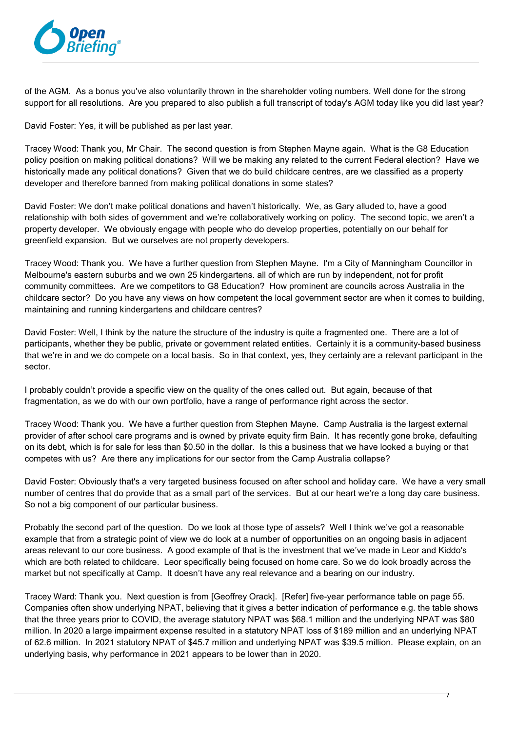of the AGM. As a bonus you've also voluntarily thrown in the shareholder voting numbers. Well done for the strong support for all resolutions. Are you prepared to also publish a full transcript of today's AGM today like you did last year?

David Foster: Yes, it will be published as per last year.

Tracey Wood: Thank you, Mr Chair. The second question is from Stephen Mayne again. What is the G8 Education policy position on making political donations? Will we be making any related to the current Federal election? Have we historically made any political donations? Given that we do build childcare centres, are we classified as a property developer and therefore banned from making political donations in some states?

David Foster: We don't make political donations and haven't historically. We, as Gary alluded to, have a good relationship with both sides of government and we're collaboratively working on policy. The second topic, we aren't a property developer. We obviously engage with people who do develop properties, potentially on our behalf for greenfield expansion. But we ourselves are not property developers.

Tracey Wood: Thank you. We have a further question from Stephen Mayne. I'm a City of Manningham Councillor in Melbourne's eastern suburbs and we own 25 kindergartens. all of which are run by independent, not for profit community committees. Are we competitors to G8 Education? How prominent are councils across Australia in the childcare sector? Do you have any views on how competent the local government sector are when it comes to building, maintaining and running kindergartens and childcare centres?

David Foster: Well, I think by the nature the structure of the industry is quite a fragmented one. There are a lot of participants, whether they be public, private or government related entities. Certainly it is a community-based business that we're in and we do compete on a local basis. So in that context, yes, they certainly are a relevant participant in the sector.

I probably couldn't provide a specific view on the quality of the ones called out. But again, because of that fragmentation, as we do with our own portfolio, have a range of performance right across the sector.

Tracey Wood: Thank you. We have a further question from Stephen Mayne. Camp Australia is the largest external provider of after school care programs and is owned by private equity firm Bain. It has recently gone broke, defaulting on its debt, which is for sale for less than $0.50 in the dollar. Is this a business that we have looked a buying or that competes with us? Are there any implications for our sector from the Camp Australia collapse?

David Foster: Obviously that's a very targeted business focused on after school and holiday care. We have a very small number of centres that do provide that as a small part of the services. But at our heart we're a long day care business. So not a big component of our particular business.

Probably the second part of the question. Do we look at those type of assets? Well I think we've got a reasonable example that from a strategic point of view we do look at a number of opportunities on an ongoing basis in adjacent areas relevant to our core business. A good example of that is the investment that we've made in Leor and Kiddo's which are both related to childcare. Leor specifically being focused on home care. So we do look broadly across the market but not specifically at Camp. It doesn't have any real relevance and a bearing on our industry.

Tracey Ward: Thank you. Next question is from [Geoffrey Orack]. [Refer] five-year performance table on page 55. Companies often show underlying NPAT, believing that it gives a better indication of performance e.g. the table shows that the three years prior to COVID, the average statutory NPAT was $68.1 million and the underlying NPAT was $80 million. In 2020 a large impairment expense resulted in a statutory NPAT loss of $189 million and an underlying NPAT of 62.6 million. In 2021 statutory NPAT of $45.7 million and underlying NPAT was $39.5 million. Please explain, on an underlying basis, why performance in 2021 appears to be lower than in 2020.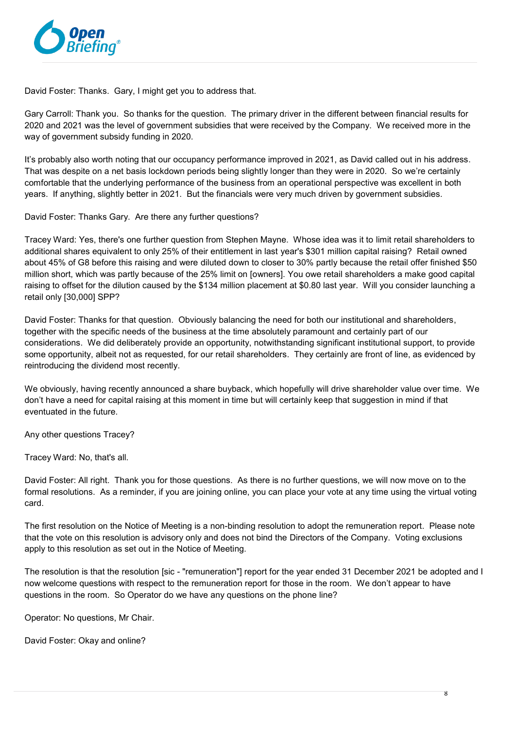David Foster: Thanks. Gary, I might get you to address that.

Gary Carroll: Thank you. So thanks for the question. The primary driver in the different between financial results for 2020 and 2021 was the level of government subsidies that were received by the Company. We received more in the way of government subsidy funding in 2020.

It's probably also worth noting that our occupancy performance improved in 2021, as David called out in his address. That was despite on a net basis lockdown periods being slightly longer than they were in 2020. So we're certainly comfortable that the underlying performance of the business from an operational perspective was excellent in both years. If anything, slightly better in 2021. But the financials were very much driven by government subsidies.

David Foster: Thanks Gary. Are there any further questions?

Tracey Ward: Yes, there's one further question from Stephen Mayne. Whose idea was it to limit retail shareholders to additional shares equivalent to only 25% of their entitlement in last year's $301 million capital raising? Retail owned about 45% of G8 before this raising and were diluted down to closer to 30% partly because the retail offer finished $50 million short, which was partly because of the 25% limit on [owners]. You owe retail shareholders a make good capital raising to offset for the dilution caused by the $134 million placement at $0.80 last year. Will you consider launching a retail only [30,000] SPP?

David Foster: Thanks for that question. Obviously balancing the need for both our institutional and shareholders, together with the specific needs of the business at the time absolutely paramount and certainly part of our considerations. We did deliberately provide an opportunity, notwithstanding significant institutional support, to provide some opportunity, albeit not as requested, for our retail shareholders. They certainly are front of line, as evidenced by reintroducing the dividend most recently.

We obviously, having recently announced a share buyback, which hopefully will drive shareholder value over time. We don't have a need for capital raising at this moment in time but will certainly keep that suggestion in mind if that eventuated in the future.

Any other questions Tracey?

Tracey Ward: No, that's all.

David Foster: All right. Thank you for those questions. As there is no further questions, we will now move on to the formal resolutions. As a reminder, if you are joining online, you can place your vote at any time using the virtual voting card.

The first resolution on the Notice of Meeting is a non-binding resolution to adopt the remuneration report. Please note that the vote on this resolution is advisory only and does not bind the Directors of the Company. Voting exclusions apply to this resolution as set out in the Notice of Meeting.

The resolution is that the resolution [sic - "remuneration"] report for the year ended 31 December 2021 be adopted and I now welcome questions with respect to the remuneration report for those in the room. We don't appear to have questions in the room. So Operator do we have any questions on the phone line?

Operator: No questions, Mr Chair.

David Foster: Okay and online?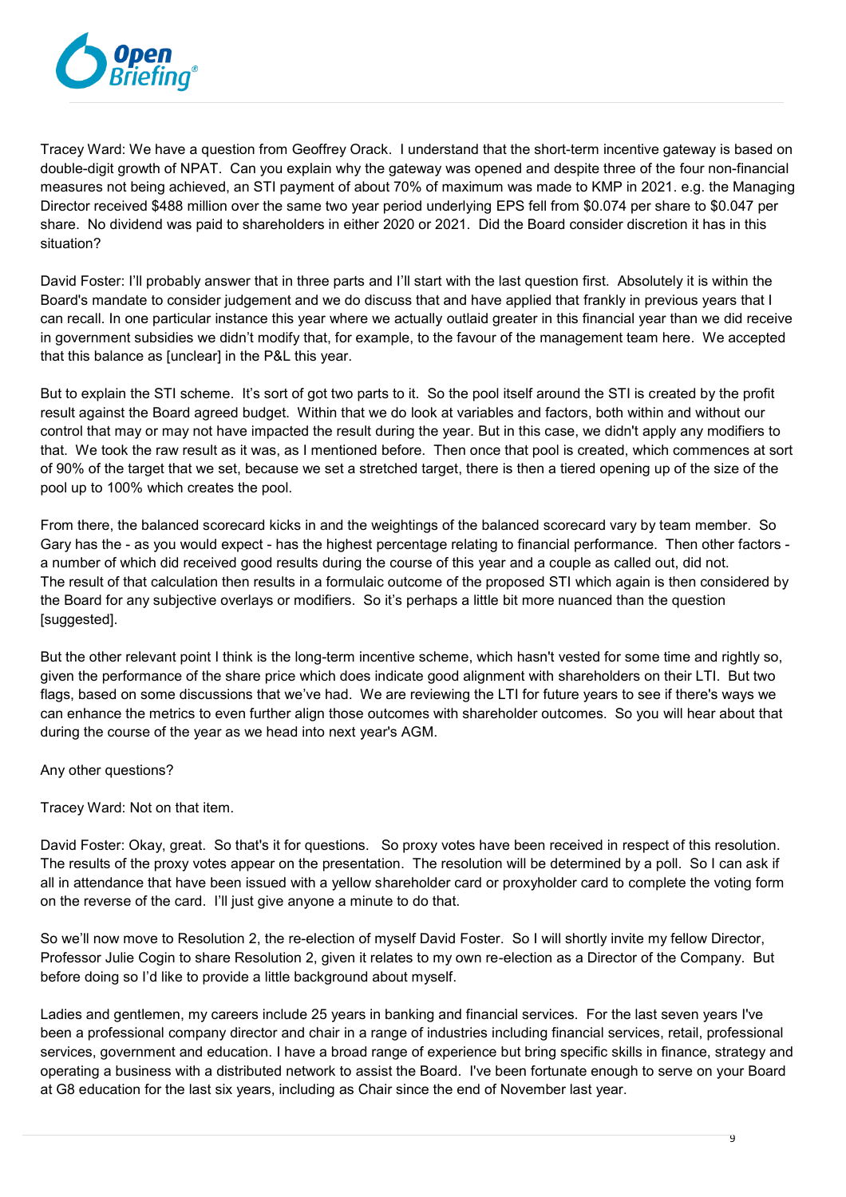Tracey Ward: We have a question from Geoffrey Orack. I understand that the short-term incentive gateway is based on double-digit growth of NPAT. Can you explain why the gateway was opened and despite three of the four non-financial measures not being achieved, an STI payment of about 70% of maximum was made to KMP in 2021. e.g. the Managing Director received $488 million over the same two year period underlying EPS fell from $0.074 per share to $0.047 per share. No dividend was paid to shareholders in either 2020 or 2021. Did the Board consider discretion it has in this situation?

David Foster: I'll probably answer that in three parts and I'll start with the last question first. Absolutely it is within the Board's mandate to consider judgement and we do discuss that and have applied that frankly in previous years that I can recall. In one particular instance this year where we actually outlaid greater in this financial year than we did receive in government subsidies we didn't modify that, for example, to the favour of the management team here. We accepted that this balance as [unclear] in the P&L this year.

But to explain the STI scheme. It's sort of got two parts to it. So the pool itself around the STI is created by the profit result against the Board agreed budget. Within that we do look at variables and factors, both within and without our control that may or may not have impacted the result during the year. But in this case, we didn't apply any modifiers to that. We took the raw result as it was, as I mentioned before. Then once that pool is created, which commences at sort of 90% of the target that we set, because we set a stretched target, there is then a tiered opening up of the size of the pool up to 100% which creates the pool.

From there, the balanced scorecard kicks in and the weightings of the balanced scorecard vary by team member. So Gary has the - as you would expect - has the highest percentage relating to financial performance. Then other factors - a number of which did received good results during the course of this year and a couple as called out, did not. The result of that calculation then results in a formulaic outcome of the proposed STI which again is then considered by the Board for any subjective overlays or modifiers. So it's perhaps a little bit more nuanced than the question [suggested].

But the other relevant point I think is the long-term incentive scheme, which hasn't vested for some time and rightly so, given the performance of the share price which does indicate good alignment with shareholders on their LTI. But two flags, based on some discussions that we've had. We are reviewing the LTI for future years to see if there's ways we can enhance the metrics to even further align those outcomes with shareholder outcomes. So you will hear about that during the course of the year as we head into next year's AGM.

Any other questions?

Tracey Ward: Not on that item.

David Foster: Okay, great. So that's it for questions. So proxy votes have been received in respect of this resolution. The results of the proxy votes appear on the presentation. The resolution will be determined by a poll. So I can ask if all in attendance that have been issued with a yellow shareholder card or proxyholder card to complete the voting form on the reverse of the card. I'll just give anyone a minute to do that.

So we'll now move to Resolution 2, the re-election of myself David Foster. So I will shortly invite my fellow Director, Professor Julie Cogin to share Resolution 2, given it relates to my own re-election as a Director of the Company. But before doing so I'd like to provide a little background about myself.

Ladies and gentlemen, my careers include 25 years in banking and financial services. For the last seven years I've been a professional company director and chair in a range of industries including financial services, retail, professional services, government and education. I have a broad range of experience but bring specific skills in finance, strategy and operating a business with a distributed network to assist the Board. I've been fortunate enough to serve on your Board at G8 education for the last six years, including as Chair since the end of November last year.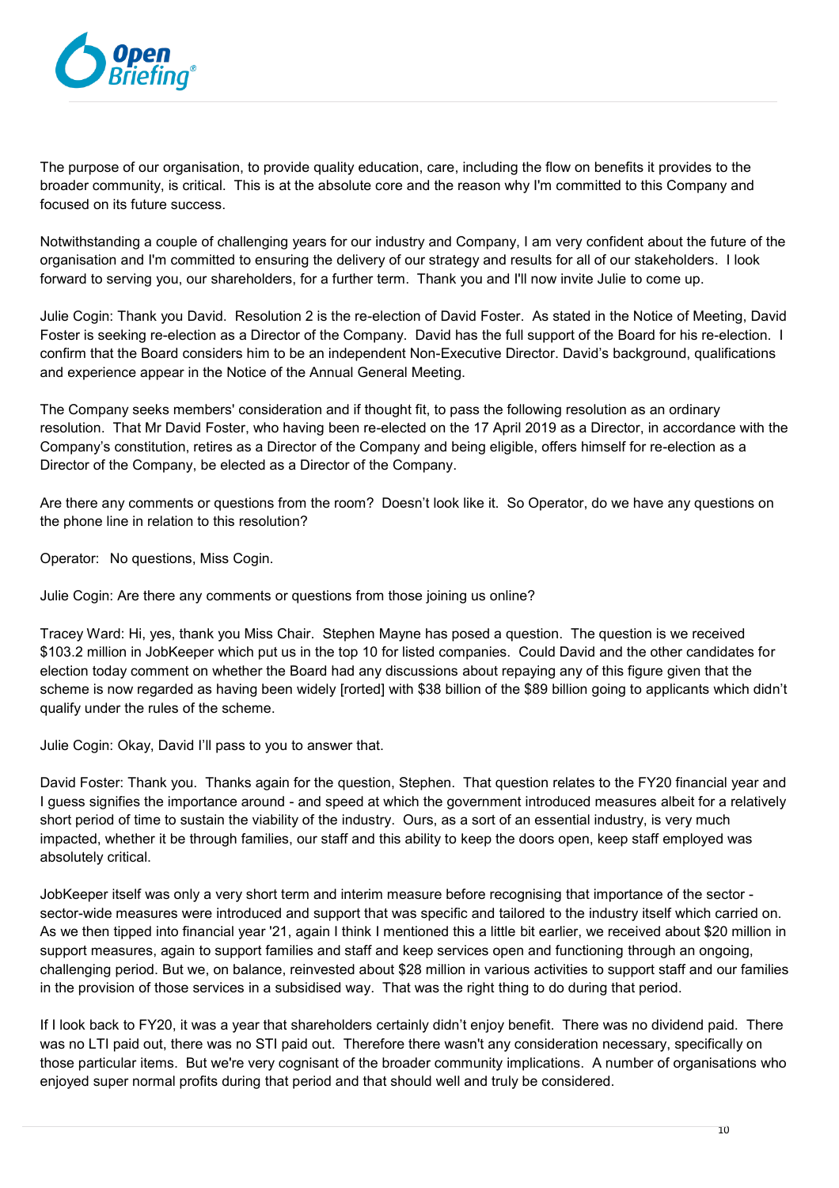The purpose of our organisation, to provide quality education, care, including the flow on benefits it provides to the broader community, is critical. This is at the absolute core and the reason why I'm committed to this Company and focused on its future success.

Notwithstanding a couple of challenging years for our industry and Company, I am very confident about the future of the organisation and I'm committed to ensuring the delivery of our strategy and results for all of our stakeholders. I look forward to serving you, our shareholders, for a further term. Thank you and I'll now invite Julie to come up.

Julie Cogin: Thank you David. Resolution 2 is the re-election of David Foster. As stated in the Notice of Meeting, David Foster is seeking re-election as a Director of the Company. David has the full support of the Board for his re-election. I confirm that the Board considers him to be an independent Non-Executive Director. David's background, qualifications and experience appear in the Notice of the Annual General Meeting.

The Company seeks members' consideration and if thought fit, to pass the following resolution as an ordinary resolution. That Mr David Foster, who having been re-elected on the 17 April 2019 as a Director, in accordance with the Company's constitution, retires as a Director of the Company and being eligible, offers himself for re-election as a Director of the Company, be elected as a Director of the Company.

Are there any comments or questions from the room? Doesn't look like it. So Operator, do we have any questions on the phone line in relation to this resolution?

Operator: No questions, Miss Cogin.

Julie Cogin: Are there any comments or questions from those joining us online?

Tracey Ward: Hi, yes, thank you Miss Chair. Stephen Mayne has posed a question. The question is we received $103.2 million in JobKeeper which put us in the top 10 for listed companies. Could David and the other candidates for election today comment on whether the Board had any discussions about repaying any of this figure given that the scheme is now regarded as having been widely [rorted] with $38 billion of the $89 billion going to applicants which didn't qualify under the rules of the scheme.

Julie Cogin: Okay, David I'll pass to you to answer that.

David Foster: Thank you. Thanks again for the question, Stephen. That question relates to the FY20 financial year and I guess signifies the importance around - and speed at which the government introduced measures albeit for a relatively short period of time to sustain the viability of the industry. Ours, as a sort of an essential industry, is very much impacted, whether it be through families, our staff and this ability to keep the doors open, keep staff employed was absolutely critical.

JobKeeper itself was only a very short term and interim measure before recognising that importance of the sector - sector-wide measures were introduced and support that was specific and tailored to the industry itself which carried on. As we then tipped into financial year '21, again I think I mentioned this a little bit earlier, we received about $20 million in support measures, again to support families and staff and keep services open and functioning through an ongoing, challenging period. But we, on balance, reinvested about $28 million in various activities to support staff and our families in the provision of those services in a subsidised way. That was the right thing to do during that period.

If I look back to FY20, it was a year that shareholders certainly didn't enjoy benefit. There was no dividend paid. There was no LTI paid out, there was no STI paid out. Therefore there wasn't any consideration necessary, specifically on those particular items. But we're very cognisant of the broader community implications. A number of organisations who enjoyed super normal profits during that period and that should well and truly be considered.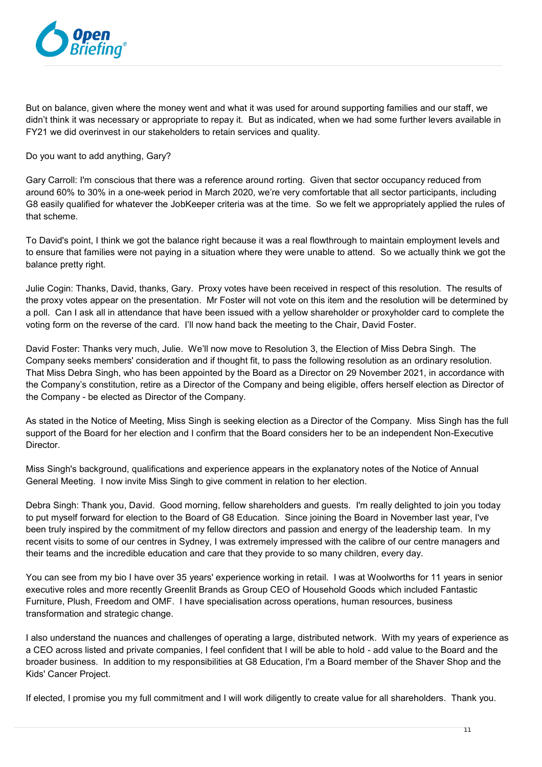But on balance, given where the money went and what it was used for around supporting families and our staff, we didn't think it was necessary or appropriate to repay it. But as indicated, when we had some further levers available in FY21 we did overinvest in our stakeholders to retain services and quality.

Do you want to add anything, Gary?

Gary Carroll: I'm conscious that there was a reference around rorting. Given that sector occupancy reduced from around 60% to 30% in a one-week period in March 2020, we're very comfortable that all sector participants, including G8 easily qualified for whatever the JobKeeper criteria was at the time. So we felt we appropriately applied the rules of that scheme.

To David's point, I think we got the balance right because it was a real flowthrough to maintain employment levels and to ensure that families were not paying in a situation where they were unable to attend. So we actually think we got the balance pretty right.

Julie Cogin: Thanks, David, thanks, Gary. Proxy votes have been received in respect of this resolution. The results of the proxy votes appear on the presentation. Mr Foster will not vote on this item and the resolution will be determined by a poll. Can I ask all in attendance that have been issued with a yellow shareholder or proxyholder card to complete the voting form on the reverse of the card. I'll now hand back the meeting to the Chair, David Foster.

David Foster: Thanks very much, Julie. We'll now move to Resolution 3, the Election of Miss Debra Singh. The Company seeks members' consideration and if thought fit, to pass the following resolution as an ordinary resolution. That Miss Debra Singh, who has been appointed by the Board as a Director on 29 November 2021, in accordance with the Company's constitution, retire as a Director of the Company and being eligible, offers herself election as Director of the Company - be elected as Director of the Company.

As stated in the Notice of Meeting, Miss Singh is seeking election as a Director of the Company. Miss Singh has the full support of the Board for her election and I confirm that the Board considers her to be an independent Non-Executive Director.

Miss Singh's background, qualifications and experience appears in the explanatory notes of the Notice of Annual General Meeting. I now invite Miss Singh to give comment in relation to her election.

Debra Singh: Thank you, David. Good morning, fellow shareholders and guests. I'm really delighted to join you today to put myself forward for election to the Board of G8 Education. Since joining the Board in November last year, I've been truly inspired by the commitment of my fellow directors and passion and energy of the leadership team. In my recent visits to some of our centres in Sydney, I was extremely impressed with the calibre of our centre managers and their teams and the incredible education and care that they provide to so many children, every day.

You can see from my bio I have over 35 years' experience working in retail. I was at Woolworths for 11 years in senior executive roles and more recently Greenlit Brands as Group CEO of Household Goods which included Fantastic Furniture, Plush, Freedom and OMF. I have specialisation across operations, human resources, business transformation and strategic change.

I also understand the nuances and challenges of operating a large, distributed network. With my years of experience as a CEO across listed and private companies, I feel confident that I will be able to hold - add value to the Board and the broader business. In addition to my responsibilities at G8 Education, I'm a Board member of the Shaver Shop and the Kids' Cancer Project.

If elected, I promise you my full commitment and I will work diligently to create value for all shareholders. Thank you.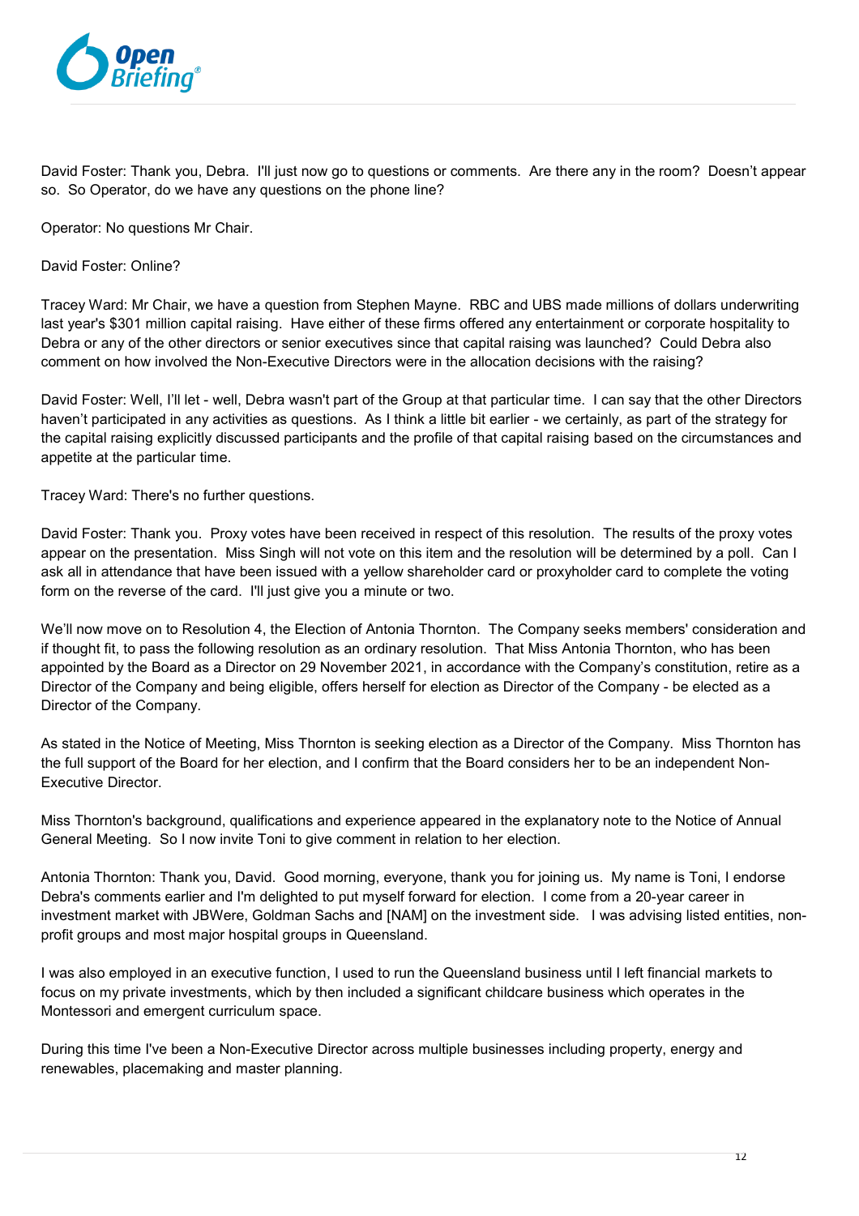David Foster: Thank you, Debra. I'll just now go to questions or comments. Are there any in the room? Doesn't appear so. So Operator, do we have any questions on the phone line?

Operator: No questions Mr Chair.

David Foster: Online?

Tracey Ward: Mr Chair, we have a question from Stephen Mayne. RBC and UBS made millions of dollars underwriting last year's $301 million capital raising. Have either of these firms offered any entertainment or corporate hospitality to Debra or any of the other directors or senior executives since that capital raising was launched? Could Debra also comment on how involved the Non-Executive Directors were in the allocation decisions with the raising?

David Foster: Well, I'll let - well, Debra wasn't part of the Group at that particular time. I can say that the other Directors haven't participated in any activities as questions. As I think a little bit earlier - we certainly, as part of the strategy for the capital raising explicitly discussed participants and the profile of that capital raising based on the circumstances and appetite at the particular time.

Tracey Ward: There's no further questions.

David Foster: Thank you. Proxy votes have been received in respect of this resolution. The results of the proxy votes appear on the presentation. Miss Singh will not vote on this item and the resolution will be determined by a poll. Can I ask all in attendance that have been issued with a yellow shareholder card or proxyholder card to complete the voting form on the reverse of the card. I'll just give you a minute or two.

We'll now move on to Resolution 4, the Election of Antonia Thornton. The Company seeks members' consideration and if thought fit, to pass the following resolution as an ordinary resolution. That Miss Antonia Thornton, who has been appointed by the Board as a Director on 29 November 2021, in accordance with the Company's constitution, retire as a Director of the Company and being eligible, offers herself for election as Director of the Company - be elected as a Director of the Company.

As stated in the Notice of Meeting, Miss Thornton is seeking election as a Director of the Company. Miss Thornton has the full support of the Board for her election, and I confirm that the Board considers her to be an independent Non-Executive Director.

Miss Thornton's background, qualifications and experience appeared in the explanatory note to the Notice of Annual General Meeting. So I now invite Toni to give comment in relation to her election.

Antonia Thornton: Thank you, David. Good morning, everyone, thank you for joining us. My name is Toni, I endorse Debra's comments earlier and I'm delighted to put myself forward for election. I come from a 20-year career in investment market with JBWere, Goldman Sachs and [NAM] on the investment side. I was advising listed entities, non-profit groups and most major hospital groups in Queensland.

I was also employed in an executive function, I used to run the Queensland business until I left financial markets to focus on my private investments, which by then included a significant childcare business which operates in the Montessori and emergent curriculum space.

During this time I've been a Non-Executive Director across multiple businesses including property, energy and renewables, placemaking and master planning.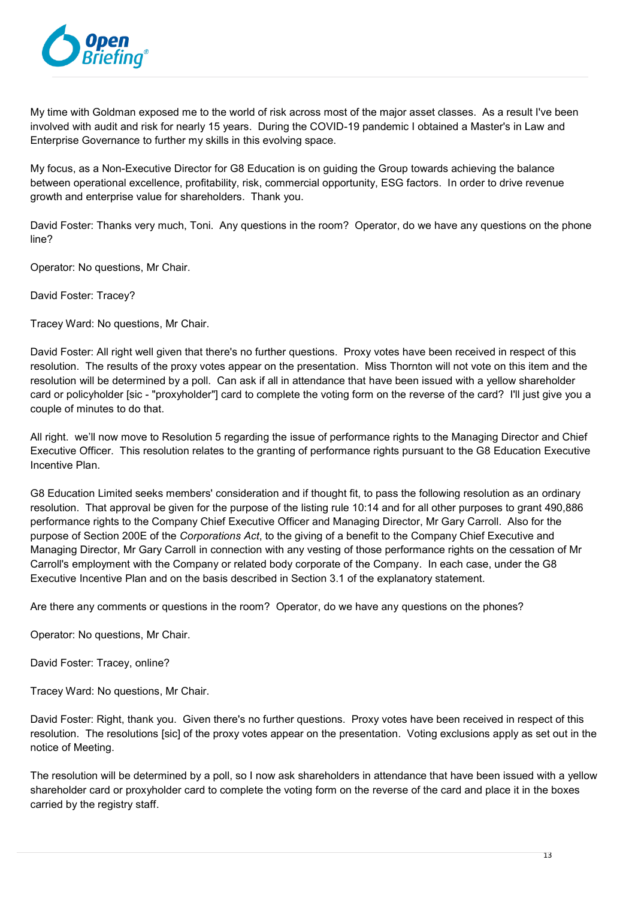My time with Goldman exposed me to the world of risk across most of the major asset classes. As a result I've been involved with audit and risk for nearly 15 years. During the COVID-19 pandemic I obtained a Master's in Law and Enterprise Governance to further my skills in this evolving space.

My focus, as a Non-Executive Director for G8 Education is on guiding the Group towards achieving the balance between operational excellence, profitability, risk, commercial opportunity, ESG factors. In order to drive revenue growth and enterprise value for shareholders. Thank you.

David Foster: Thanks very much, Toni. Any questions in the room? Operator, do we have any questions on the phone line?

Operator: No questions, Mr Chair.

David Foster: Tracey?

Tracey Ward: No questions, Mr Chair.

David Foster: All right well given that there's no further questions. Proxy votes have been received in respect of this resolution. The results of the proxy votes appear on the presentation. Miss Thornton will not vote on this item and the resolution will be determined by a poll. Can ask if all in attendance that have been issued with a yellow shareholder card or policyholder [sic - "proxyholder"] card to complete the voting form on the reverse of the card? I'll just give you a couple of minutes to do that.

All right. we'll now move to Resolution 5 regarding the issue of performance rights to the Managing Director and Chief Executive Officer. This resolution relates to the granting of performance rights pursuant to the G8 Education Executive Incentive Plan.

G8 Education Limited seeks members' consideration and if thought fit, to pass the following resolution as an ordinary resolution. That approval be given for the purpose of the listing rule 10:14 and for all other purposes to grant 490,886 performance rights to the Company Chief Executive Officer and Managing Director, Mr Gary Carroll. Also for the purpose of Section 200E of the *Corporations Act*, to the giving of a benefit to the Company Chief Executive and Managing Director, Mr Gary Carroll in connection with any vesting of those performance rights on the cessation of Mr Carroll's employment with the Company or related body corporate of the Company. In each case, under the G8 Executive Incentive Plan and on the basis described in Section 3.1 of the explanatory statement.

Are there any comments or questions in the room? Operator, do we have any questions on the phones?

Operator: No questions, Mr Chair.

David Foster: Tracey, online?

Tracey Ward: No questions, Mr Chair.

David Foster: Right, thank you. Given there's no further questions. Proxy votes have been received in respect of this resolution. The resolutions [sic] of the proxy votes appear on the presentation. Voting exclusions apply as set out in the notice of Meeting.

The resolution will be determined by a poll, so I now ask shareholders in attendance that have been issued with a yellow shareholder card or proxyholder card to complete the voting form on the reverse of the card and place it in the boxes carried by the registry staff.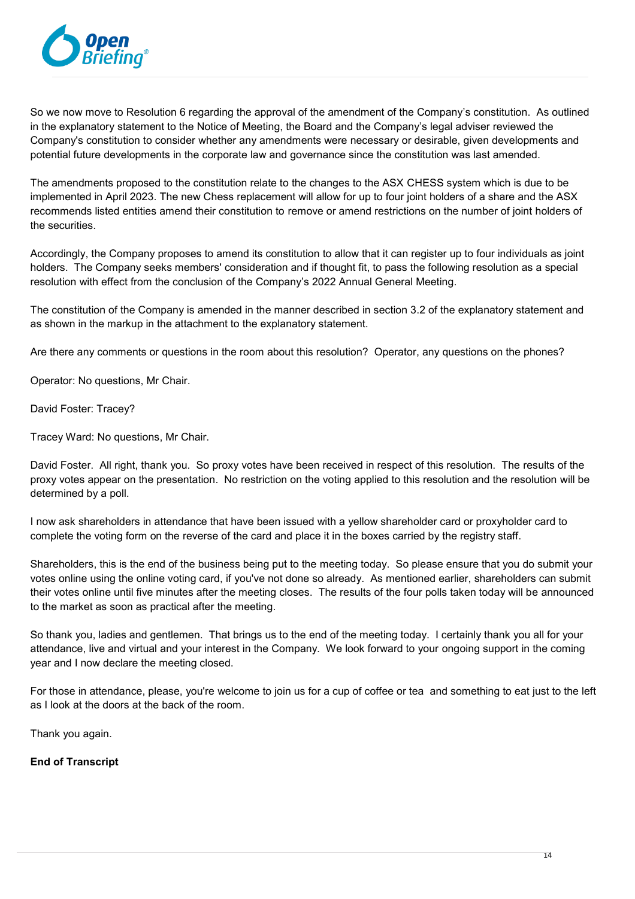So we now move to Resolution 6 regarding the approval of the amendment of the Company's constitution. As outlined in the explanatory statement to the Notice of Meeting, the Board and the Company's legal adviser reviewed the Company's constitution to consider whether any amendments were necessary or desirable, given developments and potential future developments in the corporate law and governance since the constitution was last amended.

The amendments proposed to the constitution relate to the changes to the ASX CHESS system which is due to be implemented in April 2023. The new Chess replacement will allow for up to four joint holders of a share and the ASX recommends listed entities amend their constitution to remove or amend restrictions on the number of joint holders of the securities.

Accordingly, the Company proposes to amend its constitution to allow that it can register up to four individuals as joint holders. The Company seeks members' consideration and if thought fit, to pass the following resolution as a special resolution with effect from the conclusion of the Company's 2022 Annual General Meeting.

The constitution of the Company is amended in the manner described in section 3.2 of the explanatory statement and as shown in the markup in the attachment to the explanatory statement.

Are there any comments or questions in the room about this resolution? Operator, any questions on the phones?

Operator: No questions, Mr Chair.

David Foster: Tracey?

Tracey Ward: No questions, Mr Chair.

David Foster. All right, thank you. So proxy votes have been received in respect of this resolution. The results of the proxy votes appear on the presentation. No restriction on the voting applied to this resolution and the resolution will be determined by a poll.

I now ask shareholders in attendance that have been issued with a yellow shareholder card or proxyholder card to complete the voting form on the reverse of the card and place it in the boxes carried by the registry staff.

Shareholders, this is the end of the business being put to the meeting today. So please ensure that you do submit your votes online using the online voting card, if you've not done so already. As mentioned earlier, shareholders can submit their votes online until five minutes after the meeting closes. The results of the four polls taken today will be announced to the market as soon as practical after the meeting.

So thank you, ladies and gentlemen. That brings us to the end of the meeting today. I certainly thank you all for your attendance, live and virtual and your interest in the Company. We look forward to your ongoing support in the coming year and I now declare the meeting closed.

For those in attendance, please, you're welcome to join us for a cup of coffee or tea and something to eat just to the left as I look at the doors at the back of the room.

Thank you again.

**End of Transcript**